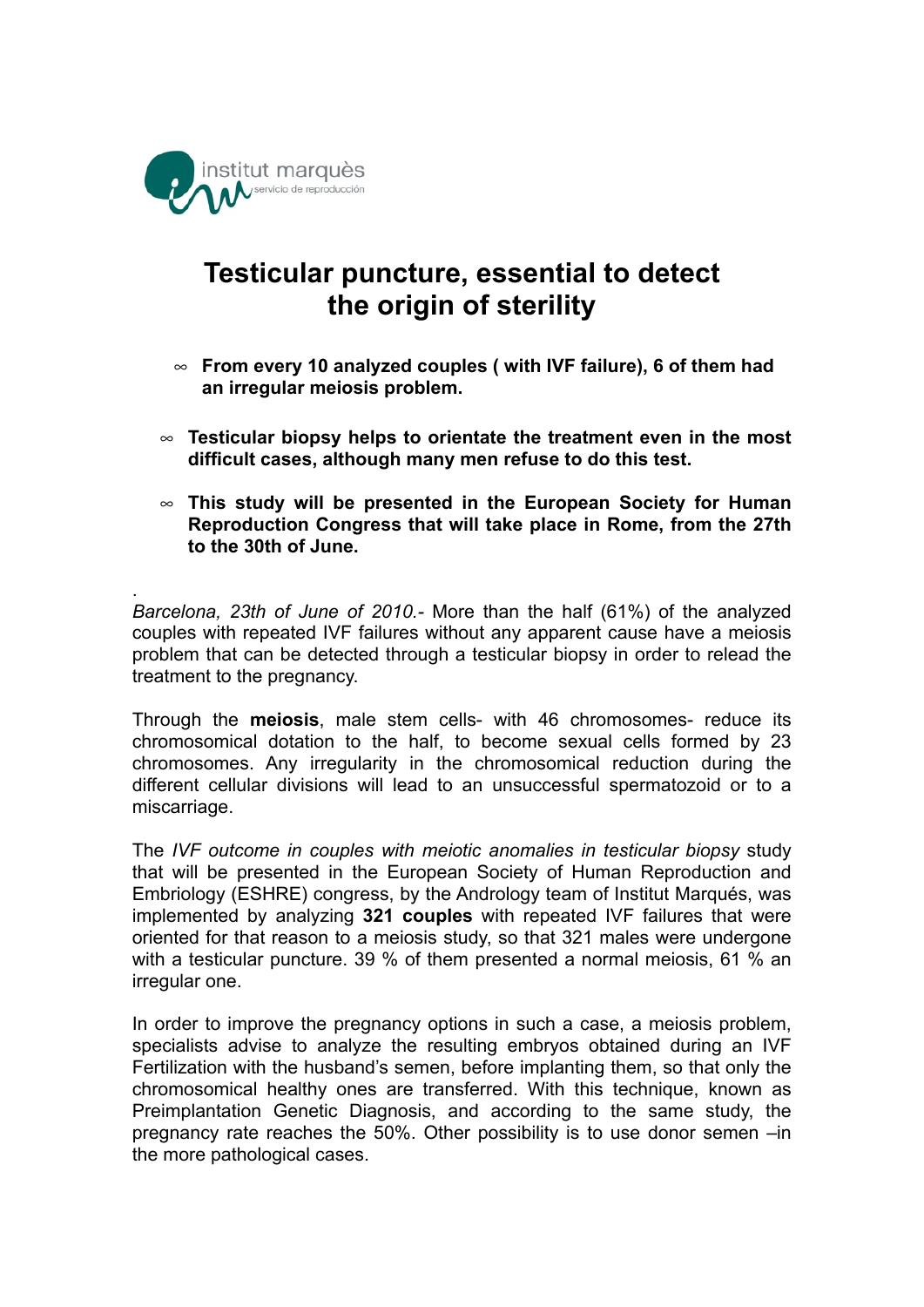institut marquès
servicio de reproducción

# Testicular puncture, essential to detect the origin of sterility

- **From every 10 analyzed couples ( with IVF failure), 6 of them had an irregular meiosis problem.**
- **Testicular biopsy helps to orientate the treatment even in the most difficult cases, although many men refuse to do this test.**
- **This study will be presented in the European Society for Human Reproduction Congress that will take place in Rome, from the 27th to the 30th of June.**

.
*Barcelona, 23th of June of 2010.-* More than the half (61%) of the analyzed couples with repeated IVF failures without any apparent cause have a meiosis problem that can be detected through a testicular biopsy in order to relead the treatment to the pregnancy.

Through the **meiosis**, male stem cells- with 46 chromosomes- reduce its chromosomical dotation to the half, to become sexual cells formed by 23 chromosomes. Any irregularity in the chromosomical reduction during the different cellular divisions will lead to an unsuccessful spermatozoid or to a miscarriage.

The *IVF outcome in couples with meiotic anomalies in testicular biopsy* study that will be presented in the European Society of Human Reproduction and Embriology (ESHRE) congress, by the Andrology team of Institut Marqués, was implemented by analyzing **321 couples** with repeated IVF failures that were oriented for that reason to a meiosis study, so that 321 males were undergone with a testicular puncture. 39 % of them presented a normal meiosis, 61 % an irregular one.

In order to improve the pregnancy options in such a case, a meiosis problem, specialists advise to analyze the resulting embryos obtained during an IVF Fertilization with the husband's semen, before implanting them, so that only the chromosomical healthy ones are transferred. With this technique, known as Preimplantation Genetic Diagnosis, and according to the same study, the pregnancy rate reaches the 50%. Other possibility is to use donor semen –in the more pathological cases.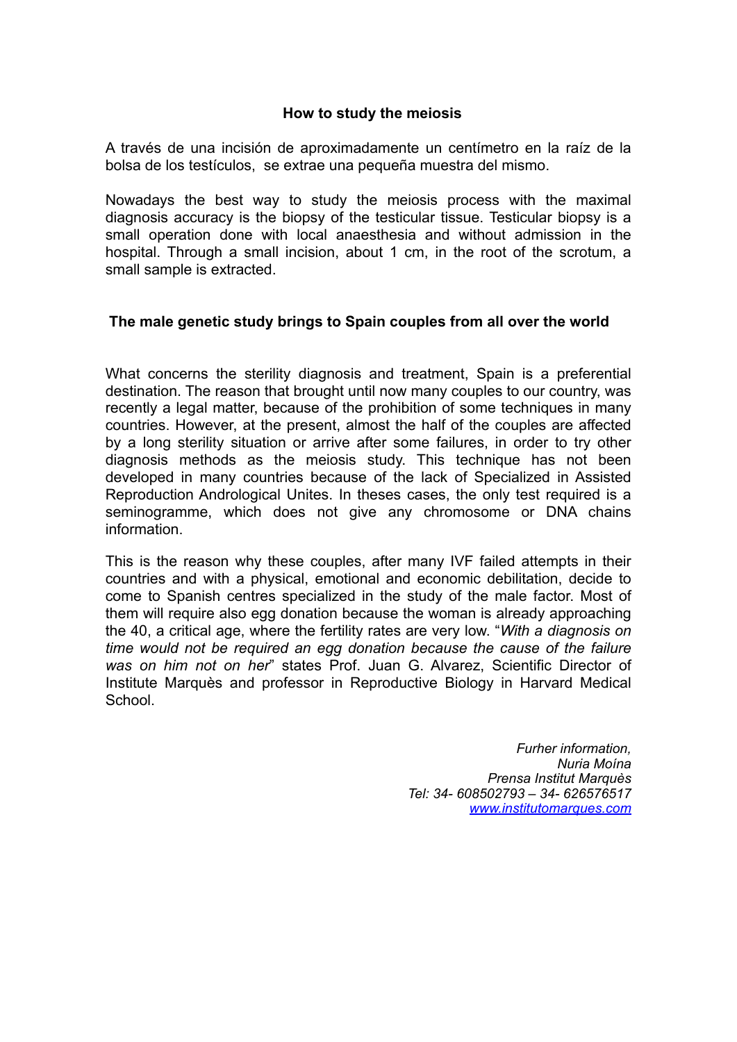**How to study the meiosis**

A través de una incisión de aproximadamente un centímetro en la raíz de la bolsa de los testículos, se extrae una pequeña muestra del mismo.

Nowadays the best way to study the meiosis process with the maximal diagnosis accuracy is the biopsy of the testicular tissue. Testicular biopsy is a small operation done with local anaesthesia and without admission in the hospital. Through a small incision, about 1 cm, in the root of the scrotum, a small sample is extracted.

**The male genetic study brings to Spain couples from all over the world**

What concerns the sterility diagnosis and treatment, Spain is a preferential destination. The reason that brought until now many couples to our country, was recently a legal matter, because of the prohibition of some techniques in many countries. However, at the present, almost the half of the couples are affected by a long sterility situation or arrive after some failures, in order to try other diagnosis methods as the meiosis study. This technique has not been developed in many countries because of the lack of Specialized in Assisted Reproduction Andrological Unites. In theses cases, the only test required is a seminogramme, which does not give any chromosome or DNA chains information.

This is the reason why these couples, after many IVF failed attempts in their countries and with a physical, emotional and economic debilitation, decide to come to Spanish centres specialized in the study of the male factor. Most of them will require also egg donation because the woman is already approaching the 40, a critical age, where the fertility rates are very low. "*With a diagnosis on time would not be required an egg donation because the cause of the failure was on him not on her*" states Prof. Juan G. Alvarez, Scientific Director of Institute Marquès and professor in Reproductive Biology in Harvard Medical School.

*Furher information,*
*Nuria Moína*
*Prensa Institut Marquès*
*Tel: 34- 608502793 – 34- 626576517*
*www.institutomarques.com*